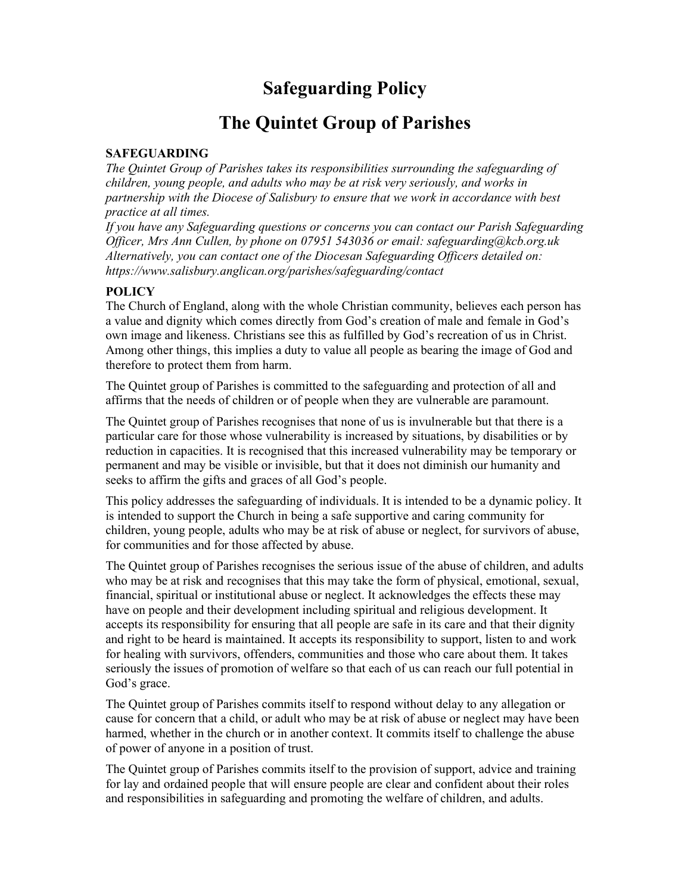# Safeguarding Policy

# The Quintet Group of Parishes

**SAFEGUARDING**

*The Quintet Group of Parishes takes its responsibilities surrounding the safeguarding of children, young people, and adults who may be at risk very seriously, and works in partnership with the Diocese of Salisbury to ensure that we work in accordance with best practice at all times.*

*If you have any Safeguarding questions or concerns you can contact our Parish Safeguarding Officer, Mrs Ann Cullen, by phone on 07951 543036 or email: safeguarding@kcb.org.uk*

*Alternatively, you can contact one of the Diocesan Safeguarding Officers detailed on: https://www.salisbury.anglican.org/parishes/safeguarding/contact*

**POLICY**

The Church of England, along with the whole Christian community, believes each person has a value and dignity which comes directly from God's creation of male and female in God's own image and likeness. Christians see this as fulfilled by God's recreation of us in Christ. Among other things, this implies a duty to value all people as bearing the image of God and therefore to protect them from harm.

The Quintet group of Parishes is committed to the safeguarding and protection of all and affirms that the needs of children or of people when they are vulnerable are paramount.

The Quintet group of Parishes recognises that none of us is invulnerable but that there is a particular care for those whose vulnerability is increased by situations, by disabilities or by reduction in capacities. It is recognised that this increased vulnerability may be temporary or permanent and may be visible or invisible, but that it does not diminish our humanity and seeks to affirm the gifts and graces of all God's people.

This policy addresses the safeguarding of individuals. It is intended to be a dynamic policy. It is intended to support the Church in being a safe supportive and caring community for children, young people, adults who may be at risk of abuse or neglect, for survivors of abuse, for communities and for those affected by abuse.

The Quintet group of Parishes recognises the serious issue of the abuse of children, and adults who may be at risk and recognises that this may take the form of physical, emotional, sexual, financial, spiritual or institutional abuse or neglect. It acknowledges the effects these may have on people and their development including spiritual and religious development. It accepts its responsibility for ensuring that all people are safe in its care and that their dignity and right to be heard is maintained. It accepts its responsibility to support, listen to and work for healing with survivors, offenders, communities and those who care about them. It takes seriously the issues of promotion of welfare so that each of us can reach our full potential in God's grace.

The Quintet group of Parishes commits itself to respond without delay to any allegation or cause for concern that a child, or adult who may be at risk of abuse or neglect may have been harmed, whether in the church or in another context. It commits itself to challenge the abuse of power of anyone in a position of trust.

The Quintet group of Parishes commits itself to the provision of support, advice and training for lay and ordained people that will ensure people are clear and confident about their roles and responsibilities in safeguarding and promoting the welfare of children, and adults.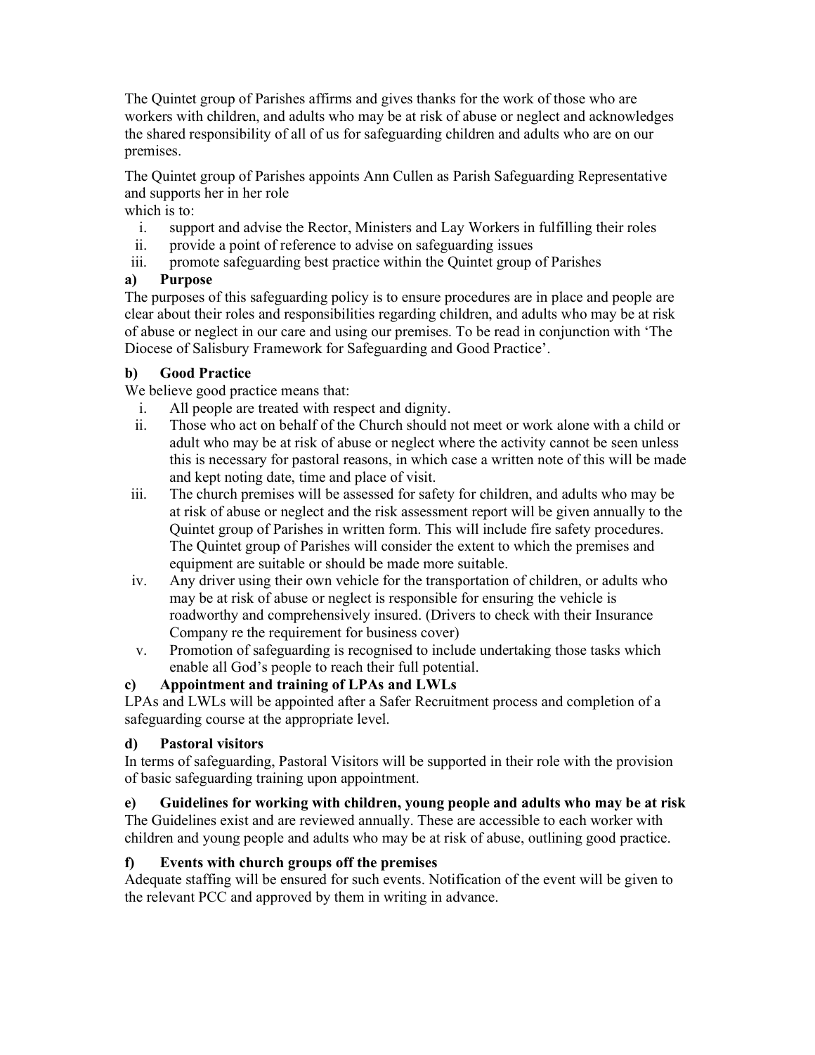The Quintet group of Parishes affirms and gives thanks for the work of those who are workers with children, and adults who may be at risk of abuse or neglect and acknowledges the shared responsibility of all of us for safeguarding children and adults who are on our premises.

The Quintet group of Parishes appoints Ann Cullen as Parish Safeguarding Representative and supports her in her role
which is to:

i. support and advise the Rector, Ministers and Lay Workers in fulfilling their roles
ii. provide a point of reference to advise on safeguarding issues
iii. promote safeguarding best practice within the Quintet group of Parishes

### a) Purpose

The purposes of this safeguarding policy is to ensure procedures are in place and people are clear about their roles and responsibilities regarding children, and adults who may be at risk of abuse or neglect in our care and using our premises. To be read in conjunction with 'The Diocese of Salisbury Framework for Safeguarding and Good Practice'.

### b) Good Practice

We believe good practice means that:

i. All people are treated with respect and dignity.
ii. Those who act on behalf of the Church should not meet or work alone with a child or adult who may be at risk of abuse or neglect where the activity cannot be seen unless this is necessary for pastoral reasons, in which case a written note of this will be made and kept noting date, time and place of visit.
iii. The church premises will be assessed for safety for children, and adults who may be at risk of abuse or neglect and the risk assessment report will be given annually to the Quintet group of Parishes in written form. This will include fire safety procedures. The Quintet group of Parishes will consider the extent to which the premises and equipment are suitable or should be made more suitable.
iv. Any driver using their own vehicle for the transportation of children, or adults who may be at risk of abuse or neglect is responsible for ensuring the vehicle is roadworthy and comprehensively insured. (Drivers to check with their Insurance Company re the requirement for business cover)
v. Promotion of safeguarding is recognised to include undertaking those tasks which enable all God's people to reach their full potential.

### c) Appointment and training of LPAs and LWLs

LPAs and LWLs will be appointed after a Safer Recruitment process and completion of a safeguarding course at the appropriate level.

### d) Pastoral visitors

In terms of safeguarding, Pastoral Visitors will be supported in their role with the provision of basic safeguarding training upon appointment.

### e) Guidelines for working with children, young people and adults who may be at risk

The Guidelines exist and are reviewed annually. These are accessible to each worker with children and young people and adults who may be at risk of abuse, outlining good practice.

### f) Events with church groups off the premises

Adequate staffing will be ensured for such events. Notification of the event will be given to the relevant PCC and approved by them in writing in advance.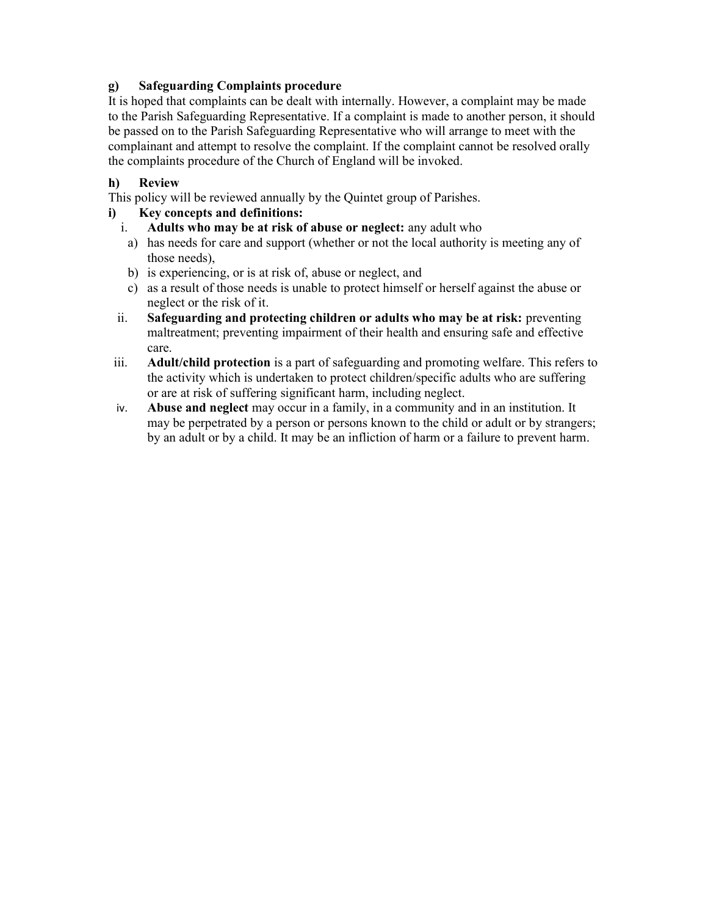### g) Safeguarding Complaints procedure

It is hoped that complaints can be dealt with internally. However, a complaint may be made to the Parish Safeguarding Representative. If a complaint is made to another person, it should be passed on to the Parish Safeguarding Representative who will arrange to meet with the complainant and attempt to resolve the complaint. If the complaint cannot be resolved orally the complaints procedure of the Church of England will be invoked.

### h) Review

This policy will be reviewed annually by the Quintet group of Parishes.

### i) Key concepts and definitions:

i. **Adults who may be at risk of abuse or neglect:** any adult who
   a) has needs for care and support (whether or not the local authority is meeting any of those needs),
   b) is experiencing, or is at risk of, abuse or neglect, and
   c) as a result of those needs is unable to protect himself or herself against the abuse or neglect or the risk of it.

ii. **Safeguarding and protecting children or adults who may be at risk:** preventing maltreatment; preventing impairment of their health and ensuring safe and effective care.

iii. **Adult/child protection** is a part of safeguarding and promoting welfare. This refers to the activity which is undertaken to protect children/specific adults who are suffering or are at risk of suffering significant harm, including neglect.

iv. **Abuse and neglect** may occur in a family, in a community and in an institution. It may be perpetrated by a person or persons known to the child or adult or by strangers; by an adult or by a child. It may be an infliction of harm or a failure to prevent harm.